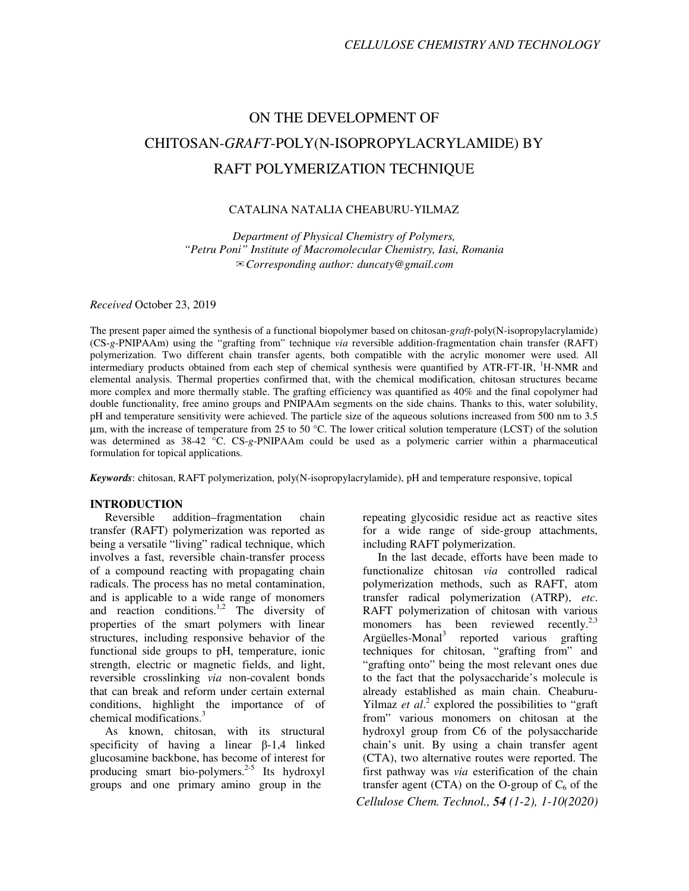# ON THE DEVELOPMENT OF CHITOSAN-*GRAFT*-POLY(N-ISOPROPYLACRYLAMIDE) BY RAFT POLYMERIZATION TECHNIQUE

CATALINA NATALIA CHEABURU-YILMAZ

*Department of Physical Chemistry of Polymers,*
*"Petru Poni" Institute of Macromolecular Chemistry, Iasi, Romania*
✉ *Corresponding author: duncaty@gmail.com*

*Received* October 23, 2019

The present paper aimed the synthesis of a functional biopolymer based on chitosan-*graft*-poly(N-isopropylacrylamide) (CS-*g*-PNIPAAm) using the "grafting from" technique *via* reversible addition-fragmentation chain transfer (RAFT) polymerization. Two different chain transfer agents, both compatible with the acrylic monomer were used. All intermediary products obtained from each step of chemical synthesis were quantified by ATR-FT-IR, $^{1}$H-NMR and elemental analysis. Thermal properties confirmed that, with the chemical modification, chitosan structures became more complex and more thermally stable. The grafting efficiency was quantified as 40% and the final copolymer had double functionality, free amino groups and PNIPAAm segments on the side chains. Thanks to this, water solubility, pH and temperature sensitivity were achieved. The particle size of the aqueous solutions increased from 500 nm to 3.5 μm, with the increase of temperature from 25 to 50 °C. The lower critical solution temperature (LCST) of the solution was determined as 38-42 °C. CS-*g*-PNIPAAm could be used as a polymeric carrier within a pharmaceutical formulation for topical applications.

***Keywords***: chitosan, RAFT polymerization, poly(N-isopropylacrylamide), pH and temperature responsive, topical

## INTRODUCTION

Reversible addition–fragmentation chain transfer (RAFT) polymerization was reported as being a versatile "living" radical technique, which involves a fast, reversible chain-transfer process of a compound reacting with propagating chain radicals. The process has no metal contamination, and is applicable to a wide range of monomers and reaction conditions.[1,2] The diversity of properties of the smart polymers with linear structures, including responsive behavior of the functional side groups to pH, temperature, ionic strength, electric or magnetic fields, and light, reversible crosslinking *via* non-covalent bonds that can break and reform under certain external conditions, highlight the importance of of chemical modifications.[3]

As known, chitosan, with its structural specificity of having a linear β-1,4 linked glucosamine backbone, has become of interest for producing smart bio-polymers.[2-5] Its hydroxyl groups and one primary amino group in the repeating glycosidic residue act as reactive sites for a wide range of side-group attachments, including RAFT polymerization.

In the last decade, efforts have been made to functionalize chitosan *via* controlled radical polymerization methods, such as RAFT, atom transfer radical polymerization (ATRP), *etc*. RAFT polymerization of chitosan with various monomers has been reviewed recently.[2,3] Argüelles-Monal[3] reported various grafting techniques for chitosan, "grafting from" and "grafting onto" being the most relevant ones due to the fact that the polysaccharide's molecule is already established as main chain. Cheaburu-Yilmaz *et al*.[2] explored the possibilities to "graft from" various monomers on chitosan at the hydroxyl group from C6 of the polysaccharide chain's unit. By using a chain transfer agent (CTA), two alternative routes were reported. The first pathway was *via* esterification of the chain transfer agent (CTA) on the O-group of $C_6$ of the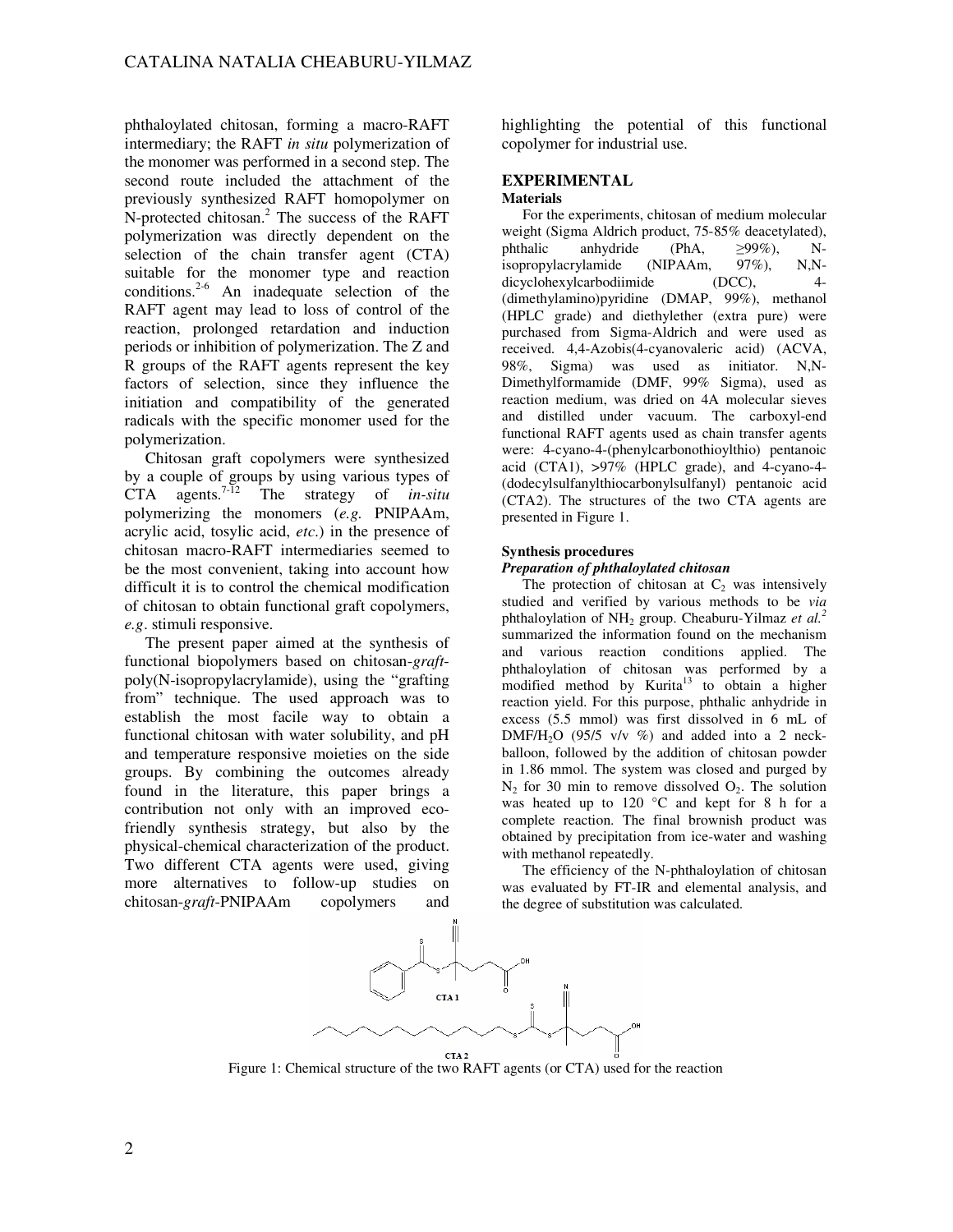phthaloylated chitosan, forming a macro-RAFT intermediary; the RAFT *in situ* polymerization of the monomer was performed in a second step. The second route included the attachment of the previously synthesized RAFT homopolymer on N-protected chitosan.[2] The success of the RAFT polymerization was directly dependent on the selection of the chain transfer agent (CTA) suitable for the monomer type and reaction conditions.[2-6] An inadequate selection of the RAFT agent may lead to loss of control of the reaction, prolonged retardation and induction periods or inhibition of polymerization. The Z and R groups of the RAFT agents represent the key factors of selection, since they influence the initiation and compatibility of the generated radicals with the specific monomer used for the polymerization.

Chitosan graft copolymers were synthesized by a couple of groups by using various types of CTA agents.[7-12] The strategy of *in-situ* polymerizing the monomers (*e.g.* PNIPAAm, acrylic acid, tosylic acid, *etc.*) in the presence of chitosan macro-RAFT intermediaries seemed to be the most convenient, taking into account how difficult it is to control the chemical modification of chitosan to obtain functional graft copolymers, *e.g*. stimuli responsive.

The present paper aimed at the synthesis of functional biopolymers based on chitosan-*graft*-poly(N-isopropylacrylamide), using the "grafting from" technique. The used approach was to establish the most facile way to obtain a functional chitosan with water solubility, and pH and temperature responsive moieties on the side groups. By combining the outcomes already found in the literature, this paper brings a contribution not only with an improved eco-friendly synthesis strategy, but also by the physical-chemical characterization of the product. Two different CTA agents were used, giving more alternatives to follow-up studies on chitosan-*graft*-PNIPAAm copolymers and highlighting the potential of this functional copolymer for industrial use.

## EXPERIMENTAL

### Materials

For the experiments, chitosan of medium molecular weight (Sigma Aldrich product, 75-85% deacetylated), phthalic anhydride (PhA, ≥99%), N-isopropylacrylamide (NIPAAm, 97%), N,N-dicyclohexylcarbodiimide (DCC), 4-(dimethylamino)pyridine (DMAP, 99%), methanol (HPLC grade) and diethylether (extra pure) were purchased from Sigma-Aldrich and were used as received. 4,4-Azobis(4-cyanovaleric acid) (ACVA, 98%, Sigma) was used as initiator. N,N-Dimethylformamide (DMF, 99% Sigma), used as reaction medium, was dried on 4A molecular sieves and distilled under vacuum. The carboxyl-end functional RAFT agents used as chain transfer agents were: 4-cyano-4-(phenylcarbonothioylthio) pentanoic acid (CTA1), >97% (HPLC grade), and 4-cyano-4-(dodecylsulfanylthiocarbonylsulfanyl) pentanoic acid (CTA2). The structures of the two CTA agents are presented in Figure 1.

### Synthesis procedures

#### *Preparation of phthaloylated chitosan*

The protection of chitosan at $C_2$ was intensively studied and verified by various methods to be *via* phthaloylation of $NH_2$ group. Cheaburu-Yilmaz *et al.*[2] summarized the information found on the mechanism and various reaction conditions applied. The phthaloylation of chitosan was performed by a modified method by Kurita[13] to obtain a higher reaction yield. For this purpose, phthalic anhydride in excess (5.5 mmol) was first dissolved in 6 mL of DMF/$H_2O$ (95/5 v/v %) and added into a 2 neck-balloon, followed by the addition of chitosan powder in 1.86 mmol. The system was closed and purged by $N_2$ for 30 min to remove dissolved $O_2$. The solution was heated up to 120 °C and kept for 8 h for a complete reaction. The final brownish product was obtained by precipitation from ice-water and washing with methanol repeatedly.

The efficiency of the N-phthaloylation of chitosan was evaluated by FT-IR and elemental analysis, and the degree of substitution was calculated.

Figure 1: Chemical structure of the two RAFT agents (or CTA) used for the reaction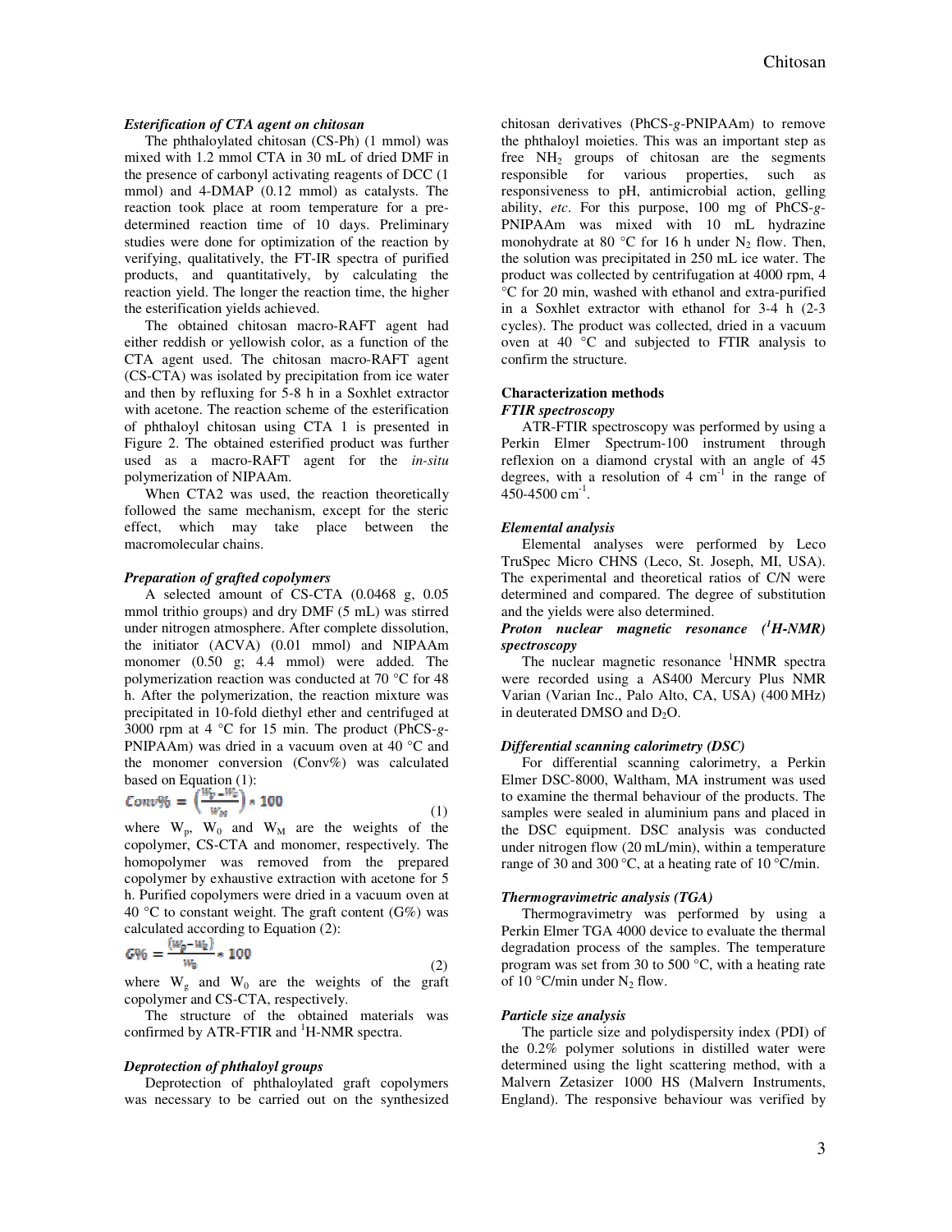#### *Esterification of CTA agent on chitosan*

The phthaloylated chitosan (CS-Ph) (1 mmol) was mixed with 1.2 mmol CTA in 30 mL of dried DMF in the presence of carbonyl activating reagents of DCC (1 mmol) and 4-DMAP (0.12 mmol) as catalysts. The reaction took place at room temperature for a pre-determined reaction time of 10 days. Preliminary studies were done for optimization of the reaction by verifying, qualitatively, the FT-IR spectra of purified products, and quantitatively, by calculating the reaction yield. The longer the reaction time, the higher the esterification yields achieved.

The obtained chitosan macro-RAFT agent had either reddish or yellowish color, as a function of the CTA agent used. The chitosan macro-RAFT agent (CS-CTA) was isolated by precipitation from ice water and then by refluxing for 5-8 h in a Soxhlet extractor with acetone. The reaction scheme of the esterification of phthaloyl chitosan using CTA 1 is presented in Figure 2. The obtained esterified product was further used as a macro-RAFT agent for the *in-situ* polymerization of NIPAAm.

When CTA2 was used, the reaction theoretically followed the same mechanism, except for the steric effect, which may take place between the macromolecular chains.

#### *Preparation of grafted copolymers*

A selected amount of CS-CTA (0.0468 g, 0.05 mmol trithio groups) and dry DMF (5 mL) was stirred under nitrogen atmosphere. After complete dissolution, the initiator (ACVA) (0.01 mmol) and NIPAAm monomer (0.50 g; 4.4 mmol) were added. The polymerization reaction was conducted at 70 °C for 48 h. After the polymerization, the reaction mixture was precipitated in 10-fold diethyl ether and centrifuged at 3000 rpm at 4 °C for 15 min. The product (PhCS-*g*-PNIPAAm) was dried in a vacuum oven at 40 °C and the monomer conversion (Conv%) was calculated based on Equation (1):

$$Conv\% = \left(\frac{W_p - W_0}{W_M}\right) * 100 \quad (1)$$

where $W_p$, $W_0$ and $W_M$ are the weights of the copolymer, CS-CTA and monomer, respectively. The homopolymer was removed from the prepared copolymer by exhaustive extraction with acetone for 5 h. Purified copolymers were dried in a vacuum oven at 40 °C to constant weight. The graft content (G%) was calculated according to Equation (2):

$$G\% = \frac{(W_g - W_0)}{W_0} * 100 \quad (2)$$

where $W_g$ and $W_0$ are the weights of the graft copolymer and CS-CTA, respectively.

The structure of the obtained materials was confirmed by ATR-FTIR and $^1$H-NMR spectra.

#### *Deprotection of phthaloyl groups*

Deprotection of phthaloylated graft copolymers was necessary to be carried out on the synthesized chitosan derivatives (PhCS-*g*-PNIPAAm) to remove the phthaloyl moieties. This was an important step as free $NH_2$ groups of chitosan are the segments responsible for various properties, such as responsiveness to pH, antimicrobial action, gelling ability, *etc*. For this purpose, 100 mg of PhCS-*g*-PNIPAAm was mixed with 10 mL hydrazine monohydrate at 80 °C for 16 h under $N_2$ flow. Then, the solution was precipitated in 250 mL ice water. The product was collected by centrifugation at 4000 rpm, 4 °C for 20 min, washed with ethanol and extra-purified in a Soxhlet extractor with ethanol for 3-4 h (2-3 cycles). The product was collected, dried in a vacuum oven at 40 °C and subjected to FTIR analysis to confirm the structure.

### Characterization methods

#### *FTIR spectroscopy*

ATR-FTIR spectroscopy was performed by using a Perkin Elmer Spectrum-100 instrument through reflexion on a diamond crystal with an angle of 45 degrees, with a resolution of 4 cm$^{-1}$ in the range of 450-4500 cm$^{-1}$.

#### *Elemental analysis*

Elemental analyses were performed by Leco TruSpec Micro CHNS (Leco, St. Joseph, MI, USA). The experimental and theoretical ratios of C/N were determined and compared. The degree of substitution and the yields were also determined.

#### *Proton nuclear magnetic resonance ($^1$H-NMR) spectroscopy*

The nuclear magnetic resonance $^1$HNMR spectra were recorded using a AS400 Mercury Plus NMR Varian (Varian Inc., Palo Alto, CA, USA) (400 MHz) in deuterated DMSO and $D_2O$.

#### *Differential scanning calorimetry (DSC)*

For differential scanning calorimetry, a Perkin Elmer DSC-8000, Waltham, MA instrument was used to examine the thermal behaviour of the products. The samples were sealed in aluminium pans and placed in the DSC equipment. DSC analysis was conducted under nitrogen flow (20 mL/min), within a temperature range of 30 and 300 °C, at a heating rate of 10 °C/min.

#### *Thermogravimetric analysis (TGA)*

Thermogravimetry was performed by using a Perkin Elmer TGA 4000 device to evaluate the thermal degradation process of the samples. The temperature program was set from 30 to 500 °C, with a heating rate of 10 °C/min under $N_2$ flow.

#### *Particle size analysis*

The particle size and polydispersity index (PDI) of the 0.2% polymer solutions in distilled water were determined using the light scattering method, with a Malvern Zetasizer 1000 HS (Malvern Instruments, England). The responsive behaviour was verified by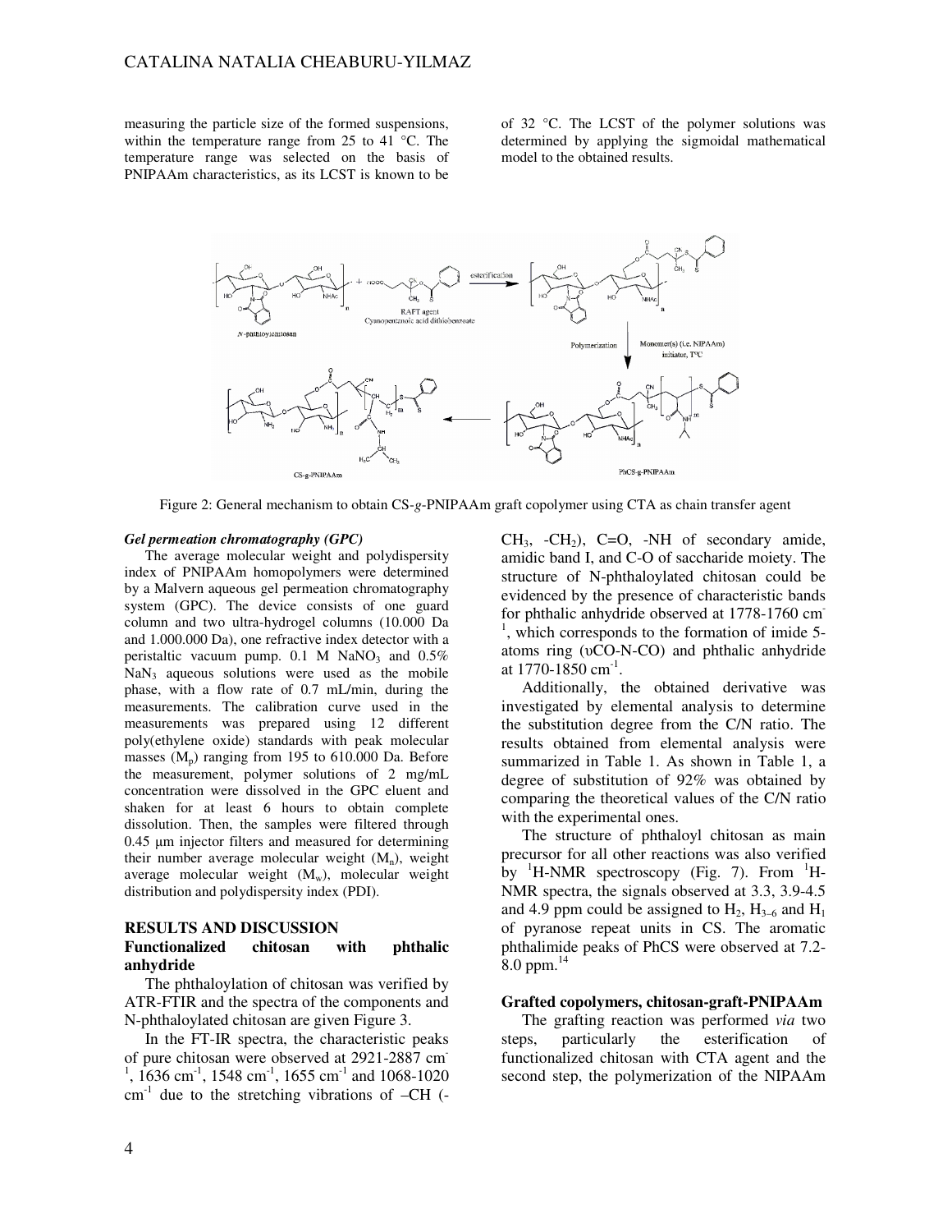measuring the particle size of the formed suspensions, within the temperature range from 25 to 41 °C. The temperature range was selected on the basis of PNIPAAm characteristics, as its LCST is known to be of 32 °C. The LCST of the polymer solutions was determined by applying the sigmoidal mathematical model to the obtained results.

Figure 2: General mechanism to obtain CS-*g*-PNIPAAm graft copolymer using CTA as chain transfer agent

#### *Gel permeation chromatography (GPC)*

The average molecular weight and polydispersity index of PNIPAAm homopolymers were determined by a Malvern aqueous gel permeation chromatography system (GPC). The device consists of one guard column and two ultra-hydrogel columns (10.000 Da and 1.000.000 Da), one refractive index detector with a peristaltic vacuum pump. 0.1 M $NaNO_3$ and 0.5% $NaN_3$ aqueous solutions were used as the mobile phase, with a flow rate of 0.7 mL/min, during the measurements. The calibration curve used in the measurements was prepared using 12 different poly(ethylene oxide) standards with peak molecular masses ($M_p$) ranging from 195 to 610.000 Da. Before the measurement, polymer solutions of 2 mg/mL concentration were dissolved in the GPC eluent and shaken for at least 6 hours to obtain complete dissolution. Then, the samples were filtered through 0.45 μm injector filters and measured for determining their number average molecular weight ($M_n$), weight average molecular weight ($M_w$), molecular weight distribution and polydispersity index (PDI).

## RESULTS AND DISCUSSION

### Functionalized chitosan with phthalic anhydride

The phthaloylation of chitosan was verified by ATR-FTIR and the spectra of the components and N-phthaloylated chitosan are given Figure 3.

In the FT-IR spectra, the characteristic peaks of pure chitosan were observed at 2921-2887 $cm^{-1}$, 1636 $cm^{-1}$, 1548 $cm^{-1}$, 1655 $cm^{-1}$ and 1068-1020 $cm^{-1}$ due to the stretching vibrations of –CH (-$CH_3$, -$CH_2$), C=O, -NH of secondary amide, amidic band I, and C-O of saccharide moiety. The structure of N-phthaloylated chitosan could be evidenced by the presence of characteristic bands for phthalic anhydride observed at 1778-1760 $cm^{-1}$, which corresponds to the formation of imide 5-atoms ring (υCO-N-CO) and phthalic anhydride at 1770-1850 $cm^{-1}$.

Additionally, the obtained derivative was investigated by elemental analysis to determine the substitution degree from the C/N ratio. The results obtained from elemental analysis were summarized in Table 1. As shown in Table 1, a degree of substitution of 92% was obtained by comparing the theoretical values of the C/N ratio with the experimental ones.

The structure of phthaloyl chitosan as main precursor for all other reactions was also verified by $^1H$-NMR spectroscopy (Fig. 7). From $^1H$-NMR spectra, the signals observed at 3.3, 3.9-4.5 and 4.9 ppm could be assigned to $H_2$, $H_{3-6}$ and $H_1$ of pyranose repeat units in CS. The aromatic phthalimide peaks of PhCS were observed at 7.2-8.0 ppm.[14]

### Grafted copolymers, chitosan-graft-PNIPAAm

The grafting reaction was performed *via* two steps, particularly the esterification of functionalized chitosan with CTA agent and the second step, the polymerization of the NIPAAm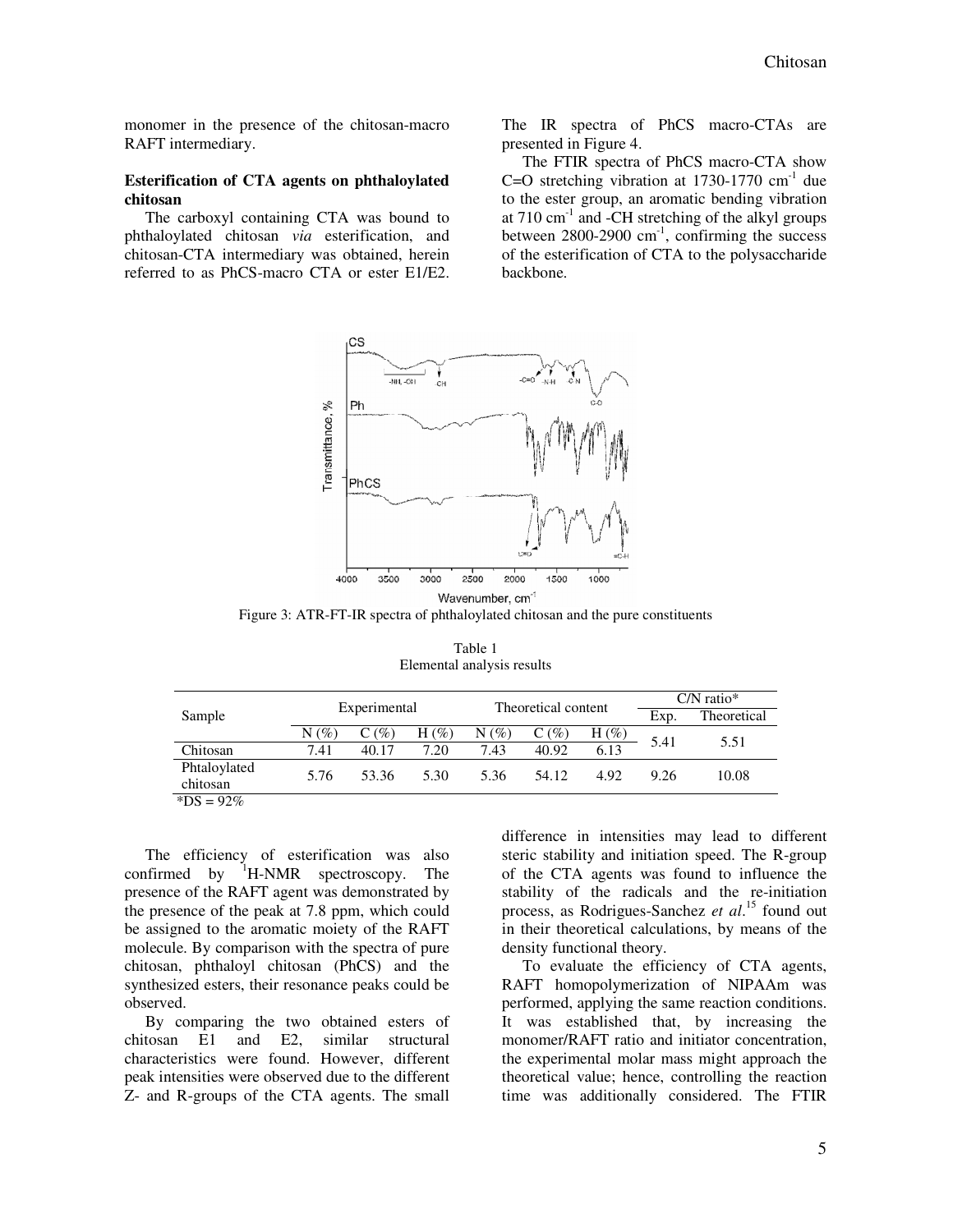monomer in the presence of the chitosan-macro RAFT intermediary.

**Esterification of CTA agents on phthaloylated chitosan**

The carboxyl containing CTA was bound to phthaloylated chitosan *via* esterification, and chitosan-CTA intermediary was obtained, herein referred to as PhCS-macro CTA or ester E1/E2. The IR spectra of PhCS macro-CTAs are presented in Figure 4.

The FTIR spectra of PhCS macro-CTA show C=O stretching vibration at 1730-1770 $cm^{-1}$ due to the ester group, an aromatic bending vibration at 710 $cm^{-1}$ and -CH stretching of the alkyl groups between 2800-2900 $cm^{-1}$, confirming the success of the esterification of CTA to the polysaccharide backbone.

Figure 3: ATR-FT-IR spectra of phthaloylated chitosan and the pure constituents

Table 1
Elemental analysis results

| Sample | Experimental | | | Theoretical content | | | C/N ratio* | |
|---|---|---|---|---|---|---|---|---|
| | | | | | | | Exp. | Theoretical |
| | N (%) | C (%) | H (%) | N (%) | C (%) | H (%) | | |
| Chitosan | 7.41 | 40.17 | 7.20 | 7.43 | 40.92 | 6.13 | 5.41 | 5.51 |
| Phtaloylated chitosan | 5.76 | 53.36 | 5.30 | 5.36 | 54.12 | 4.92 | 9.26 | 10.08 |

*DS = 92%

The efficiency of esterification was also confirmed by $^{1}$H-NMR spectroscopy. The presence of the RAFT agent was demonstrated by the presence of the peak at 7.8 ppm, which could be assigned to the aromatic moiety of the RAFT molecule. By comparison with the spectra of pure chitosan, phthaloyl chitosan (PhCS) and the synthesized esters, their resonance peaks could be observed.

By comparing the two obtained esters of chitosan E1 and E2, similar structural characteristics were found. However, different peak intensities were observed due to the different Z- and R-groups of the CTA agents. The small difference in intensities may lead to different steric stability and initiation speed. The R-group of the CTA agents was found to influence the stability of the radicals and the re-initiation process, as Rodrigues-Sanchez *et al.*[15] found out in their theoretical calculations, by means of the density functional theory.

To evaluate the efficiency of CTA agents, RAFT homopolymerization of NIPAAm was performed, applying the same reaction conditions. It was established that, by increasing the monomer/RAFT ratio and initiator concentration, the experimental molar mass might approach the theoretical value; hence, controlling the reaction time was additionally considered. The FTIR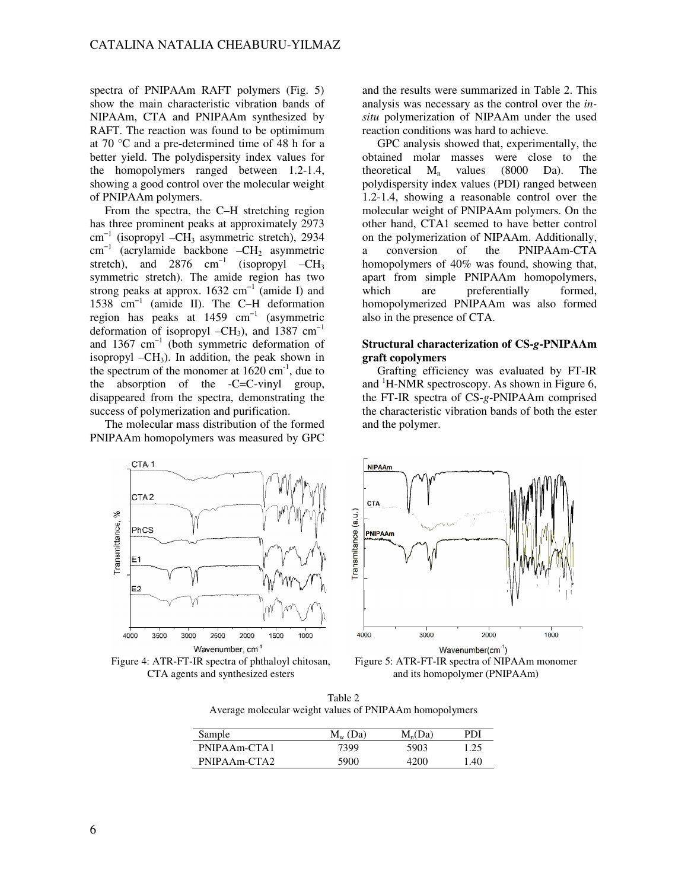spectra of PNIPAAm RAFT polymers (Fig. 5) show the main characteristic vibration bands of NIPAAm, CTA and PNIPAAm synthesized by RAFT. The reaction was found to be optimimum at 70 °C and a pre-determined time of 48 h for a better yield. The polydispersity index values for the homopolymers ranged between 1.2-1.4, showing a good control over the molecular weight of PNIPAAm polymers.

From the spectra, the C–H stretching region has three prominent peaks at approximately 2973 $cm^{-1}$ (isopropyl $-CH_3$ asymmetric stretch), 2934 $cm^{-1}$ (acrylamide backbone $-CH_2$ asymmetric stretch), and 2876 $cm^{-1}$ (isopropyl $-CH_3$ symmetric stretch). The amide region has two strong peaks at approx. 1632 $cm^{-1}$ (amide I) and 1538 $cm^{-1}$ (amide II). The C–H deformation region has peaks at 1459 $cm^{-1}$ (asymmetric deformation of isopropyl $-CH_3$), and 1387 $cm^{-1}$ and 1367 $cm^{-1}$ (both symmetric deformation of isopropyl $-CH_3$). In addition, the peak shown in the spectrum of the monomer at 1620 $cm^{-1}$, due to the absorption of the -C=C-vinyl group, disappeared from the spectra, demonstrating the success of polymerization and purification.

The molecular mass distribution of the formed PNIPAAm homopolymers was measured by GPC and the results were summarized in Table 2. This analysis was necessary as the control over the *in-situ* polymerization of NIPAAm under the used reaction conditions was hard to achieve.

GPC analysis showed that, experimentally, the obtained molar masses were close to the theoretical $M_n$ values (8000 Da). The polydispersity index values (PDI) ranged between 1.2-1.4, showing a reasonable control over the molecular weight of PNIPAAm polymers. On the other hand, CTA1 seemed to have better control on the polymerization of NIPAAm. Additionally, a conversion of the PNIPAAm-CTA homopolymers of 40% was found, showing that, apart from simple PNIPAAm homopolymers, which are preferentially formed, homopolymerized PNIPAAm was also formed also in the presence of CTA.

### Structural characterization of CS-*g*-PNIPAAm graft copolymers

Grafting efficiency was evaluated by FT-IR and [1]H-NMR spectroscopy. As shown in Figure 6, the FT-IR spectra of CS-*g*-PNIPAAm comprised the characteristic vibration bands of both the ester and the polymer.

Figure 4: ATR-FT-IR spectra of phthaloyl chitosan, CTA agents and synthesized esters

Figure 5: ATR-FT-IR spectra of NIPAAm monomer and its homopolymer (PNIPAAm)

Table 2
Average molecular weight values of PNIPAAm homopolymers

| Sample | $M_w$ (Da) | $M_n$(Da) | PDI |
|---|---|---|---|
| PNIPAAm-CTA1 | 7399 | 5903 | 1.25 |
| PNIPAAm-CTA2 | 5900 | 4200 | 1.40 |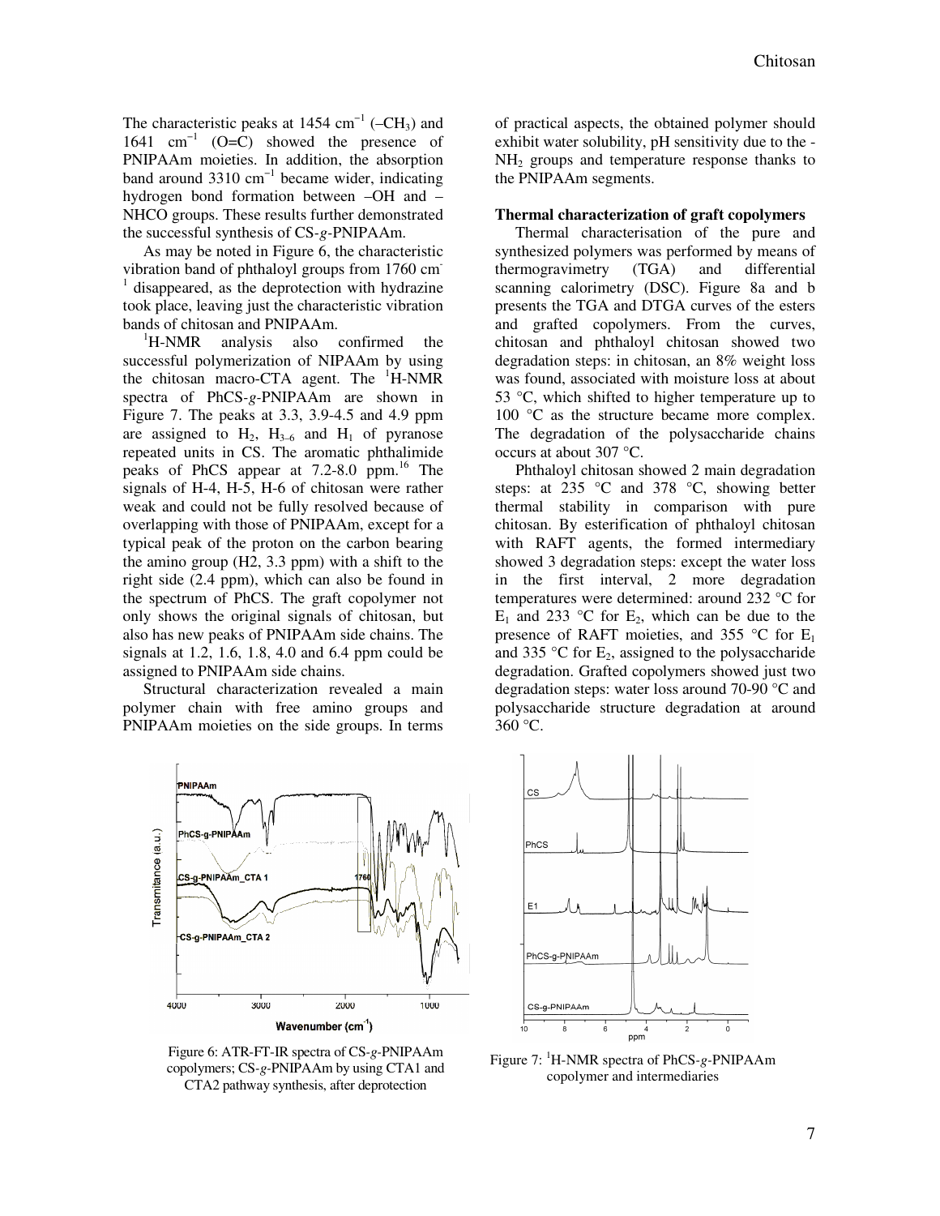The characteristic peaks at 1454 $cm^{-1}$ ($-CH_3$) and 1641 $cm^{-1}$ (O=C) showed the presence of PNIPAAm moieties. In addition, the absorption band around 3310 $cm^{-1}$ became wider, indicating hydrogen bond formation between –OH and –NHCO groups. These results further demonstrated the successful synthesis of CS-*g*-PNIPAAm.

As may be noted in Figure 6, the characteristic vibration band of phthaloyl groups from 1760 $cm^{-1}$ disappeared, as the deprotection with hydrazine took place, leaving just the characteristic vibration bands of chitosan and PNIPAAm.

$^1$H-NMR analysis also confirmed the successful polymerization of NIPAAm by using the chitosan macro-CTA agent. The $^1$H-NMR spectra of PhCS-*g*-PNIPAAm are shown in Figure 7. The peaks at 3.3, 3.9-4.5 and 4.9 ppm are assigned to $H_2$, $H_{3-6}$ and $H_1$ of pyranose repeated units in CS. The aromatic phthalimide peaks of PhCS appear at 7.2-8.0 ppm.[16] The signals of H-4, H-5, H-6 of chitosan were rather weak and could not be fully resolved because of overlapping with those of PNIPAAm, except for a typical peak of the proton on the carbon bearing the amino group (H2, 3.3 ppm) with a shift to the right side (2.4 ppm), which can also be found in the spectrum of PhCS. The graft copolymer not only shows the original signals of chitosan, but also has new peaks of PNIPAAm side chains. The signals at 1.2, 1.6, 1.8, 4.0 and 6.4 ppm could be assigned to PNIPAAm side chains.

Structural characterization revealed a main polymer chain with free amino groups and PNIPAAm moieties on the side groups. In terms of practical aspects, the obtained polymer should exhibit water solubility, pH sensitivity due to the -$NH_2$ groups and temperature response thanks to the PNIPAAm segments.

**Thermal characterization of graft copolymers**

Thermal characterisation of the pure and synthesized polymers was performed by means of thermogravimetry (TGA) and differential scanning calorimetry (DSC). Figure 8a and b presents the TGA and DTGA curves of the esters and grafted copolymers. From the curves, chitosan and phthaloyl chitosan showed two degradation steps: in chitosan, an 8% weight loss was found, associated with moisture loss at about 53 °C, which shifted to higher temperature up to 100 °C as the structure became more complex. The degradation of the polysaccharide chains occurs at about 307 °C.

Phthaloyl chitosan showed 2 main degradation steps: at 235 °C and 378 °C, showing better thermal stability in comparison with pure chitosan. By esterification of phthaloyl chitosan with RAFT agents, the formed intermediary showed 3 degradation steps: except the water loss in the first interval, 2 more degradation temperatures were determined: around 232 °C for $E_1$ and 233 °C for $E_2$, which can be due to the presence of RAFT moieties, and 355 °C for $E_1$ and 335 °C for $E_2$, assigned to the polysaccharide degradation. Grafted copolymers showed just two degradation steps: water loss around 70-90 °C and polysaccharide structure degradation at around 360 °C.

Figure 6: ATR-FT-IR spectra of CS-*g*-PNIPAAm copolymers; CS-*g*-PNIPAAm by using CTA1 and CTA2 pathway synthesis, after deprotection

Figure 7: $^1$H-NMR spectra of PhCS-*g*-PNIPAAm copolymer and intermediaries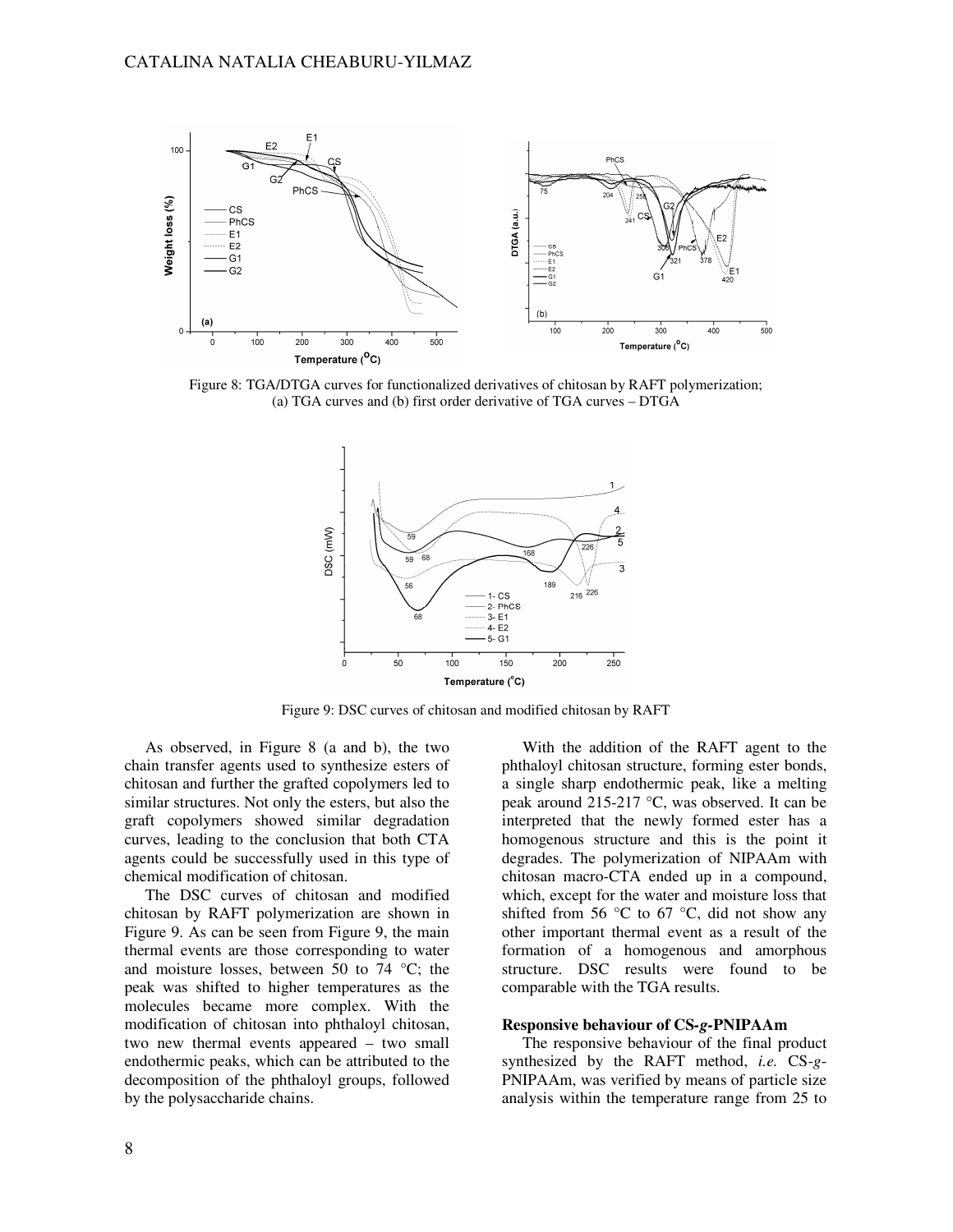Figure 8: TGA/DTGA curves for functionalized derivatives of chitosan by RAFT polymerization; (a) TGA curves and (b) first order derivative of TGA curves – DTGA

Figure 9: DSC curves of chitosan and modified chitosan by RAFT

As observed, in Figure 8 (a and b), the two chain transfer agents used to synthesize esters of chitosan and further the grafted copolymers led to similar structures. Not only the esters, but also the graft copolymers showed similar degradation curves, leading to the conclusion that both CTA agents could be successfully used in this type of chemical modification of chitosan.

The DSC curves of chitosan and modified chitosan by RAFT polymerization are shown in Figure 9. As can be seen from Figure 9, the main thermal events are those corresponding to water and moisture losses, between 50 to 74 °C; the peak was shifted to higher temperatures as the molecules became more complex. With the modification of chitosan into phthaloyl chitosan, two new thermal events appeared – two small endothermic peaks, which can be attributed to the decomposition of the phthaloyl groups, followed by the polysaccharide chains.

With the addition of the RAFT agent to the phthaloyl chitosan structure, forming ester bonds, a single sharp endothermic peak, like a melting peak around 215-217 °C, was observed. It can be interpreted that the newly formed ester has a homogenous structure and this is the point it degrades. The polymerization of NIPAAm with chitosan macro-CTA ended up in a compound, which, except for the water and moisture loss that shifted from 56 °C to 67 °C, did not show any other important thermal event as a result of the formation of a homogenous and amorphous structure. DSC results were found to be comparable with the TGA results.

### Responsive behaviour of CS-*g*-PNIPAAm

The responsive behaviour of the final product synthesized by the RAFT method, *i.e.* CS-*g*-PNIPAAm, was verified by means of particle size analysis within the temperature range from 25 to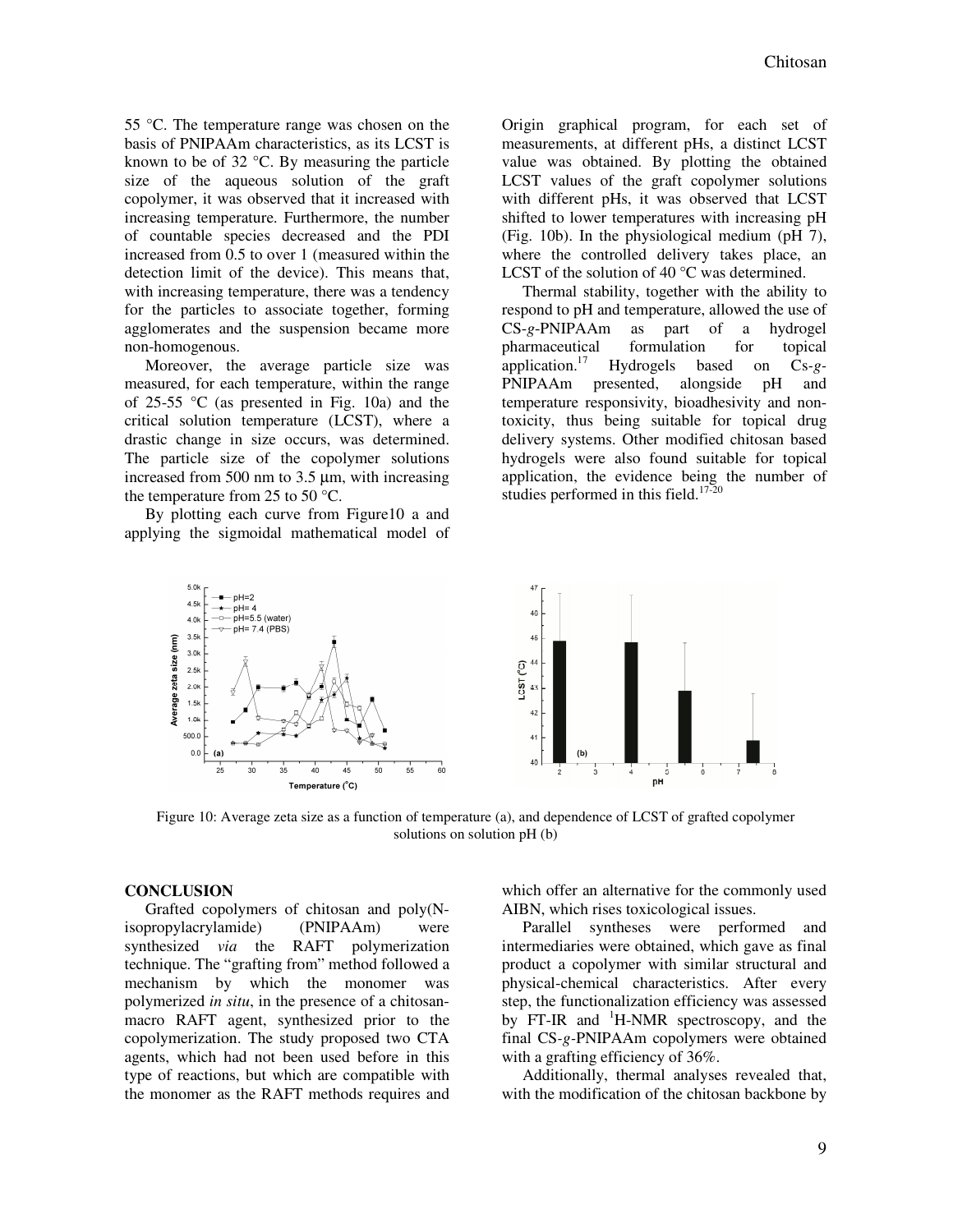55 °C. The temperature range was chosen on the basis of PNIPAAm characteristics, as its LCST is known to be of 32 °C. By measuring the particle size of the aqueous solution of the graft copolymer, it was observed that it increased with increasing temperature. Furthermore, the number of countable species decreased and the PDI increased from 0.5 to over 1 (measured within the detection limit of the device). This means that, with increasing temperature, there was a tendency for the particles to associate together, forming agglomerates and the suspension became more non-homogenous.

Moreover, the average particle size was measured, for each temperature, within the range of 25-55 °C (as presented in Fig. 10a) and the critical solution temperature (LCST), where a drastic change in size occurs, was determined. The particle size of the copolymer solutions increased from 500 nm to 3.5 µm, with increasing the temperature from 25 to 50 °C.

By plotting each curve from Figure10 a and applying the sigmoidal mathematical model of Origin graphical program, for each set of measurements, at different pHs, a distinct LCST value was obtained. By plotting the obtained LCST values of the graft copolymer solutions with different pHs, it was observed that LCST shifted to lower temperatures with increasing pH (Fig. 10b). In the physiological medium (pH 7), where the controlled delivery takes place, an LCST of the solution of 40 °C was determined.

Thermal stability, together with the ability to respond to pH and temperature, allowed the use of CS-*g*-PNIPAAm as part of a hydrogel pharmaceutical formulation for topical application.[17] Hydrogels based on Cs-*g*-PNIPAAm presented, alongside pH and temperature responsivity, bioadhesivity and non-toxicity, thus being suitable for topical drug delivery systems. Other modified chitosan based hydrogels were also found suitable for topical application, the evidence being the number of studies performed in this field.[17-20]

Figure 10: Average zeta size as a function of temperature (a), and dependence of LCST of grafted copolymer solutions on solution pH (b)

## CONCLUSION

Grafted copolymers of chitosan and poly(N-isopropylacrylamide) (PNIPAAm) were synthesized *via* the RAFT polymerization technique. The "grafting from" method followed a mechanism by which the monomer was polymerized *in situ*, in the presence of a chitosan-macro RAFT agent, synthesized prior to the copolymerization. The study proposed two CTA agents, which had not been used before in this type of reactions, but which are compatible with the monomer as the RAFT methods requires and which offer an alternative for the commonly used AIBN, which rises toxicological issues.

Parallel syntheses were performed and intermediaries were obtained, which gave as final product a copolymer with similar structural and physical-chemical characteristics. After every step, the functionalization efficiency was assessed by FT-IR and $^1$H-NMR spectroscopy, and the final CS-*g*-PNIPAAm copolymers were obtained with a grafting efficiency of 36%.

Additionally, thermal analyses revealed that, with the modification of the chitosan backbone by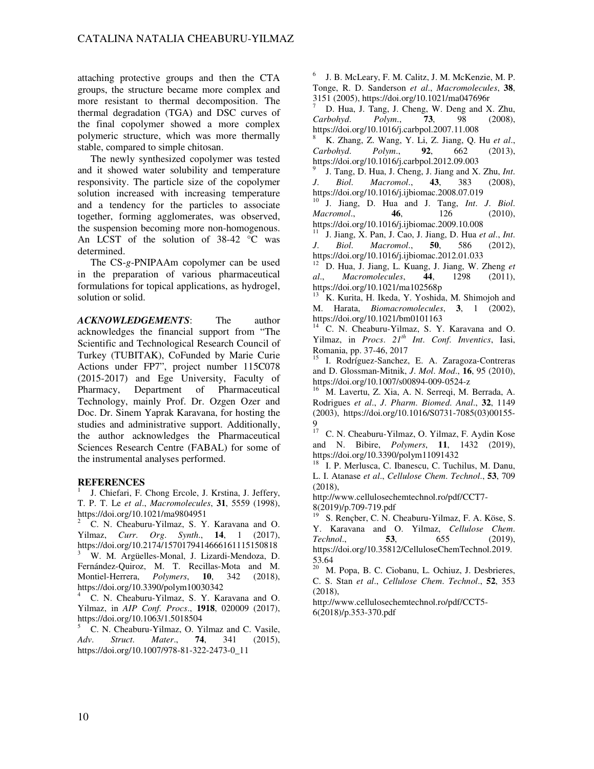attaching protective groups and then the CTA groups, the structure became more complex and more resistant to thermal decomposition. The thermal degradation (TGA) and DSC curves of the final copolymer showed a more complex polymeric structure, which was more thermally stable, compared to simple chitosan.

The newly synthesized copolymer was tested and it showed water solubility and temperature responsivity. The particle size of the copolymer solution increased with increasing temperature and a tendency for the particles to associate together, forming agglomerates, was observed, the suspension becoming more non-homogenous. An LCST of the solution of 38-42 °C was determined.

The CS-*g*-PNIPAAm copolymer can be used in the preparation of various pharmaceutical formulations for topical applications, as hydrogel, solution or solid.

***ACKNOWLEDGEMENTS***: The author acknowledges the financial support from "The Scientific and Technological Research Council of Turkey (TUBITAK), CoFunded by Marie Curie Actions under FP7", project number 115C078 (2015-2017) and Ege University, Faculty of Pharmacy, Department of Pharmaceutical Technology, mainly Prof. Dr. Ozgen Ozer and Doc. Dr. Sinem Yaprak Karavana, for hosting the studies and administrative support. Additionally, the author acknowledges the Pharmaceutical Sciences Research Centre (FABAL) for some of the instrumental analyses performed.

## REFERENCES

[1] J. Chiefari, F. Chong Ercole, J. Krstina, J. Jeffery, T. P. T. Le *et al*., *Macromolecules*, **31**, 5559 (1998), https://doi.org/10.1021/ma9804951

[2] C. N. Cheaburu-Yilmaz, S. Y. Karavana and O. Yilmaz, *Curr. Org. Synth*., **14**, 1 (2017), https://doi.org/10.2174/1570179414666161115150818

[3] W. M. Argüelles-Monal, J. Lizardi-Mendoza, D. Fernández-Quiroz, M. T. Recillas-Mota and M. Montiel-Herrera, *Polymers*, **10**, 342 (2018), https://doi.org/10.3390/polym10030342

[4] C. N. Cheaburu-Yilmaz, S. Y. Karavana and O. Yilmaz, in *AIP Conf. Procs*., **1918**, 020009 (2017), https://doi.org/10.1063/1.5018504

[5] C. N. Cheaburu-Yilmaz, O. Yilmaz and C. Vasile, *Adv. Struct. Mater*., **74**, 341 (2015), https://doi.org/10.1007/978-81-322-2473-0_11

[6] J. B. McLeary, F. M. Calitz, J. M. McKenzie, M. P. Tonge, R. D. Sanderson *et al*., *Macromolecules*, **38**, 3151 (2005), https://doi.org/10.1021/ma047696r

[7] D. Hua, J. Tang, J. Cheng, W. Deng and X. Zhu, *Carbohyd. Polym*., **73**, 98 (2008), https://doi.org/10.1016/j.carbpol.2007.11.008

[8] K. Zhang, Z. Wang, Y. Li, Z. Jiang, Q. Hu *et al*., *Carbohyd. Polym*., **92**, 662 (2013), https://doi.org/10.1016/j.carbpol.2012.09.003

[9] J. Tang, D. Hua, J. Cheng, J. Jiang and X. Zhu, *Int. J. Biol. Macromol*., **43**, 383 (2008), https://doi.org/10.1016/j.ijbiomac.2008.07.019

[10] J. Jiang, D. Hua and J. Tang, *Int. J. Biol. Macromol*., **46**, 126 (2010), https://doi.org/10.1016/j.ijbiomac.2009.10.008

[11] J. Jiang, X. Pan, J. Cao, J. Jiang, D. Hua *et al*., *Int. J. Biol. Macromol*., **50**, 586 (2012), https://doi.org/10.1016/j.ijbiomac.2012.01.033

[12] D. Hua, J. Jiang, L. Kuang, J. Jiang, W. Zheng *et al*., *Macromolecules*, **44**, 1298 (2011), https://doi.org/10.1021/ma102568p

[13] K. Kurita, H. Ikeda, Y. Yoshida, M. Shimojoh and M. Harata, *Biomacromolecules*, **3**, 1 (2002), https://doi.org/10.1021/bm0101163

[14] C. N. Cheaburu-Yilmaz, S. Y. Karavana and O. Yilmaz, in *Procs. 21th Int. Conf. Inventics*, Iasi, Romania, pp. 37-46, 2017

[15] I. Rodríguez-Sanchez, E. A. Zaragoza-Contreras and D. Glossman-Mitnik, *J. Mol. Mod*., **16**, 95 (2010), https://doi.org/10.1007/s00894-009-0524-z

[16] M. Lavertu, Z. Xia, A. N. Serreqi, M. Berrada, A. Rodrigues *et al*., *J. Pharm. Biomed. Anal*., **32**, 1149 (2003), https://doi.org/10.1016/S0731-7085(03)00155-9

[17] C. N. Cheaburu-Yilmaz, O. Yilmaz, F. Aydin Kose and N. Bibire, *Polymers*, **11**, 1432 (2019), https://doi.org/10.3390/polym11091432

[18] I. P. Merlusca, C. Ibanescu, C. Tuchilus, M. Danu, L. I. Atanase *et al*., *Cellulose Chem. Technol*., **53**, 709 (2018), http://www.cellulosechemtechnol.ro/pdf/CCT7-8(2019)/p.709-719.pdf

[19] S. Rençber, C. N. Cheaburu-Yilmaz, F. A. Köse, S. Y. Karavana and O. Yilmaz, *Cellulose Chem. Technol*., **53**, 655 (2019), https://doi.org/10.35812/CelluloseChemTechnol.2019.53.64

[20] M. Popa, B. C. Ciobanu, L. Ochiuz, J. Desbrieres, C. S. Stan *et al*., *Cellulose Chem. Technol*., **52**, 353 (2018), http://www.cellulosechemtechnol.ro/pdf/CCT5-6(2018)/p.353-370.pdf